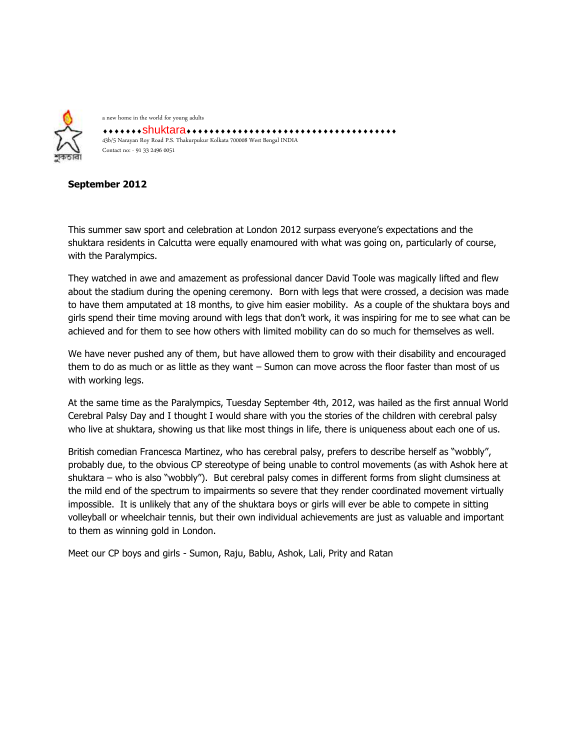a new home in the world for young adults

♦♦♦♦♦♦♦shuktara♦♦♦♦♦♦♦♦♦♦♦♦♦♦♦♦♦♦♦♦♦♦♦♦♦♦♦♦♦♦♦♦♦♦♦♦♦♦

43b/5 Narayan Roy Road P.S. Thakurpukur Kolkata 700008 West Bengal INDIA

Contact no: - 91 33 2496 0051

**September 2012**

This summer saw sport and celebration at London 2012 surpass everyone's expectations and the shuktara residents in Calcutta were equally enamoured with what was going on, particularly of course, with the Paralympics.

They watched in awe and amazement as professional dancer David Toole was magically lifted and flew about the stadium during the opening ceremony. Born with legs that were crossed, a decision was made to have them amputated at 18 months, to give him easier mobility. As a couple of the shuktara boys and girls spend their time moving around with legs that don't work, it was inspiring for me to see what can be achieved and for them to see how others with limited mobility can do so much for themselves as well.

We have never pushed any of them, but have allowed them to grow with their disability and encouraged them to do as much or as little as they want – Sumon can move across the floor faster than most of us with working legs.

At the same time as the Paralympics, Tuesday September 4th, 2012, was hailed as the first annual World Cerebral Palsy Day and I thought I would share with you the stories of the children with cerebral palsy who live at shuktara, showing us that like most things in life, there is uniqueness about each one of us.

British comedian Francesca Martinez, who has cerebral palsy, prefers to describe herself as "wobbly", probably due, to the obvious CP stereotype of being unable to control movements (as with Ashok here at shuktara – who is also "wobbly"). But cerebral palsy comes in different forms from slight clumsiness at the mild end of the spectrum to impairments so severe that they render coordinated movement virtually impossible. It is unlikely that any of the shuktara boys or girls will ever be able to compete in sitting volleyball or wheelchair tennis, but their own individual achievements are just as valuable and important to them as winning gold in London.

Meet our CP boys and girls - Sumon, Raju, Bablu, Ashok, Lali, Prity and Ratan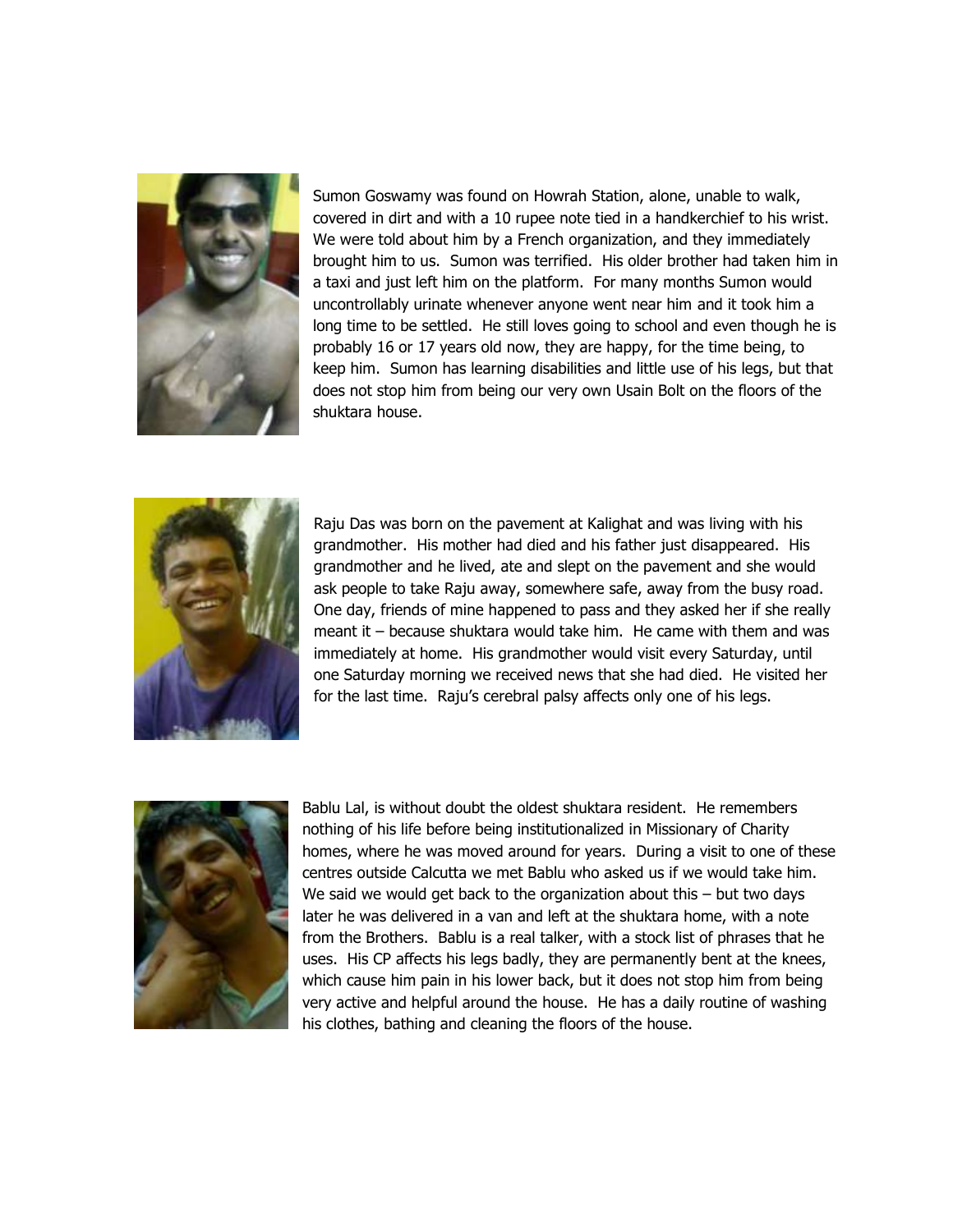Sumon Goswamy was found on Howrah Station, alone, unable to walk, covered in dirt and with a 10 rupee note tied in a handkerchief to his wrist. We were told about him by a French organization, and they immediately brought him to us. Sumon was terrified. His older brother had taken him in a taxi and just left him on the platform. For many months Sumon would uncontrollably urinate whenever anyone went near him and it took him a long time to be settled. He still loves going to school and even though he is probably 16 or 17 years old now, they are happy, for the time being, to keep him. Sumon has learning disabilities and little use of his legs, but that does not stop him from being our very own Usain Bolt on the floors of the shuktara house.

Raju Das was born on the pavement at Kalighat and was living with his grandmother. His mother had died and his father just disappeared. His grandmother and he lived, ate and slept on the pavement and she would ask people to take Raju away, somewhere safe, away from the busy road. One day, friends of mine happened to pass and they asked her if she really meant it – because shuktara would take him. He came with them and was immediately at home. His grandmother would visit every Saturday, until one Saturday morning we received news that she had died. He visited her for the last time. Raju's cerebral palsy affects only one of his legs.

Bablu Lal, is without doubt the oldest shuktara resident. He remembers nothing of his life before being institutionalized in Missionary of Charity homes, where he was moved around for years. During a visit to one of these centres outside Calcutta we met Bablu who asked us if we would take him. We said we would get back to the organization about this – but two days later he was delivered in a van and left at the shuktara home, with a note from the Brothers. Bablu is a real talker, with a stock list of phrases that he uses. His CP affects his legs badly, they are permanently bent at the knees, which cause him pain in his lower back, but it does not stop him from being very active and helpful around the house. He has a daily routine of washing his clothes, bathing and cleaning the floors of the house.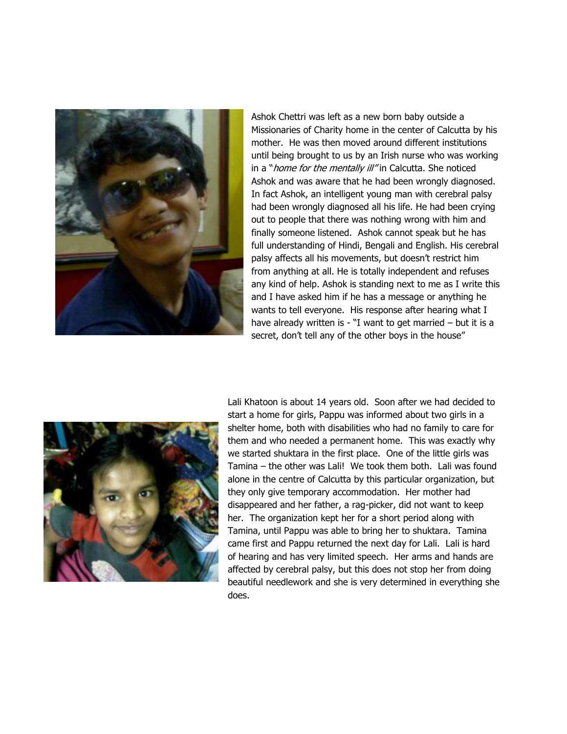Ashok Chettri was left as a new born baby outside a Missionaries of Charity home in the center of Calcutta by his mother. He was then moved around different institutions until being brought to us by an Irish nurse who was working in a "*home for the mentally ill*" in Calcutta. She noticed Ashok and was aware that he had been wrongly diagnosed. In fact Ashok, an intelligent young man with cerebral palsy had been wrongly diagnosed all his life. He had been crying out to people that there was nothing wrong with him and finally someone listened. Ashok cannot speak but he has full understanding of Hindi, Bengali and English. His cerebral palsy affects all his movements, but doesn't restrict him from anything at all. He is totally independent and refuses any kind of help. Ashok is standing next to me as I write this and I have asked him if he has a message or anything he wants to tell everyone. His response after hearing what I have already written is - "I want to get married – but it is a secret, don't tell any of the other boys in the house"

Lali Khatoon is about 14 years old. Soon after we had decided to start a home for girls, Pappu was informed about two girls in a shelter home, both with disabilities who had no family to care for them and who needed a permanent home. This was exactly why we started shuktara in the first place. One of the little girls was Tamina – the other was Lali! We took them both. Lali was found alone in the centre of Calcutta by this particular organization, but they only give temporary accommodation. Her mother had disappeared and her father, a rag-picker, did not want to keep her. The organization kept her for a short period along with Tamina, until Pappu was able to bring her to shuktara. Tamina came first and Pappu returned the next day for Lali. Lali is hard of hearing and has very limited speech. Her arms and hands are affected by cerebral palsy, but this does not stop her from doing beautiful needlework and she is very determined in everything she does.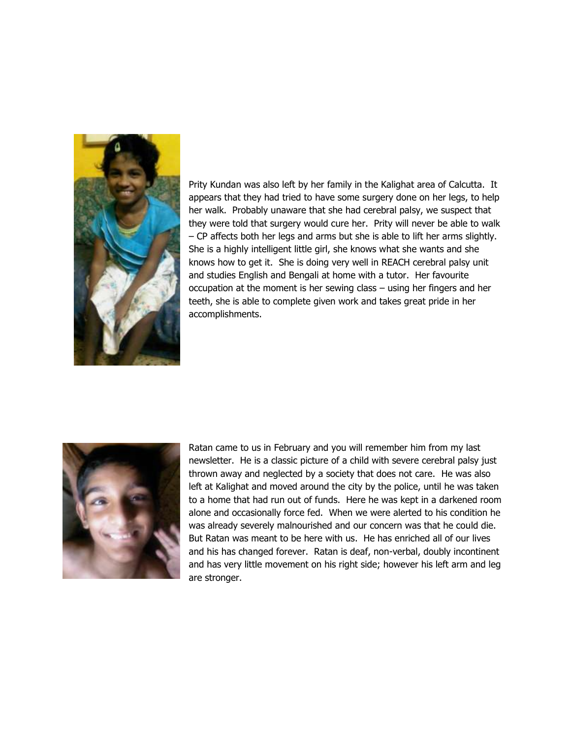Prity Kundan was also left by her family in the Kalighat area of Calcutta. It appears that they had tried to have some surgery done on her legs, to help her walk. Probably unaware that she had cerebral palsy, we suspect that they were told that surgery would cure her. Prity will never be able to walk – CP affects both her legs and arms but she is able to lift her arms slightly. She is a highly intelligent little girl, she knows what she wants and she knows how to get it. She is doing very well in REACH cerebral palsy unit and studies English and Bengali at home with a tutor. Her favourite occupation at the moment is her sewing class – using her fingers and her teeth, she is able to complete given work and takes great pride in her accomplishments.

Ratan came to us in February and you will remember him from my last newsletter. He is a classic picture of a child with severe cerebral palsy just thrown away and neglected by a society that does not care. He was also left at Kalighat and moved around the city by the police, until he was taken to a home that had run out of funds. Here he was kept in a darkened room alone and occasionally force fed. When we were alerted to his condition he was already severely malnourished and our concern was that he could die. But Ratan was meant to be here with us. He has enriched all of our lives and his has changed forever. Ratan is deaf, non-verbal, doubly incontinent and has very little movement on his right side; however his left arm and leg are stronger.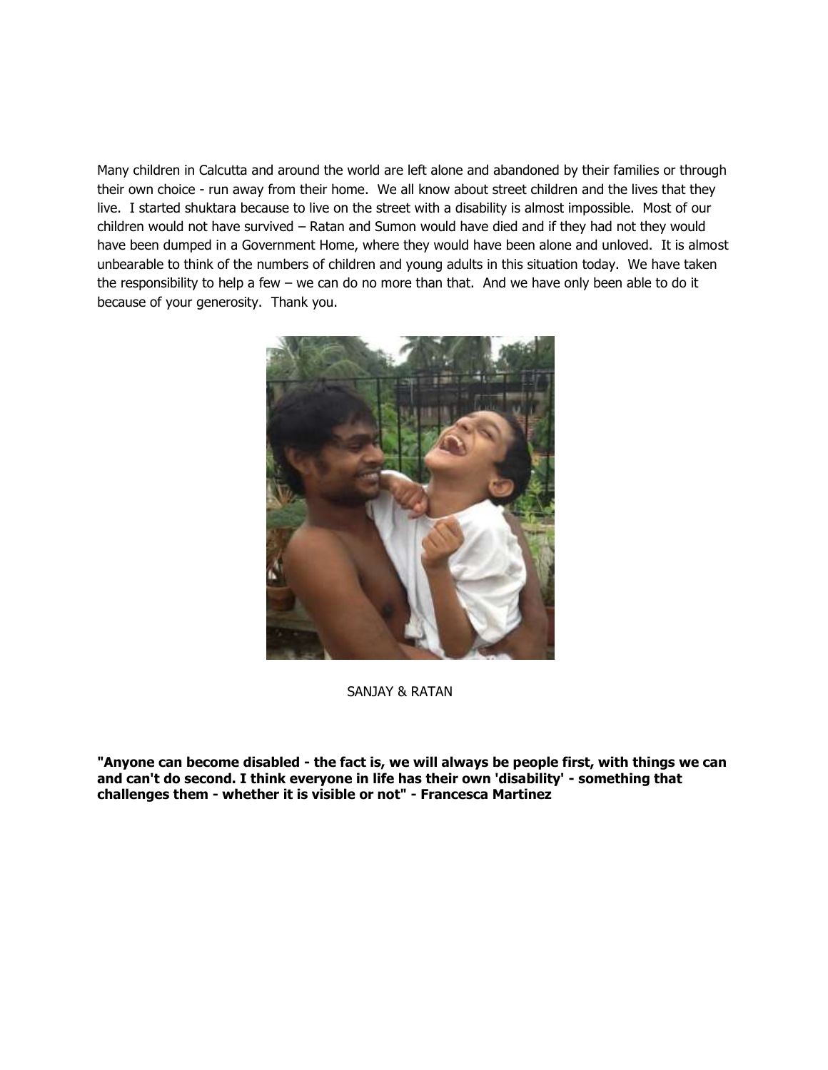Many children in Calcutta and around the world are left alone and abandoned by their families or through their own choice - run away from their home. We all know about street children and the lives that they live. I started shuktara because to live on the street with a disability is almost impossible. Most of our children would not have survived – Ratan and Sumon would have died and if they had not they would have been dumped in a Government Home, where they would have been alone and unloved. It is almost unbearable to think of the numbers of children and young adults in this situation today. We have taken the responsibility to help a few – we can do no more than that. And we have only been able to do it because of your generosity. Thank you.

SANJAY & RATAN

**"Anyone can become disabled - the fact is, we will always be people first, with things we can and can't do second. I think everyone in life has their own 'disability' - something that challenges them - whether it is visible or not" - Francesca Martinez**